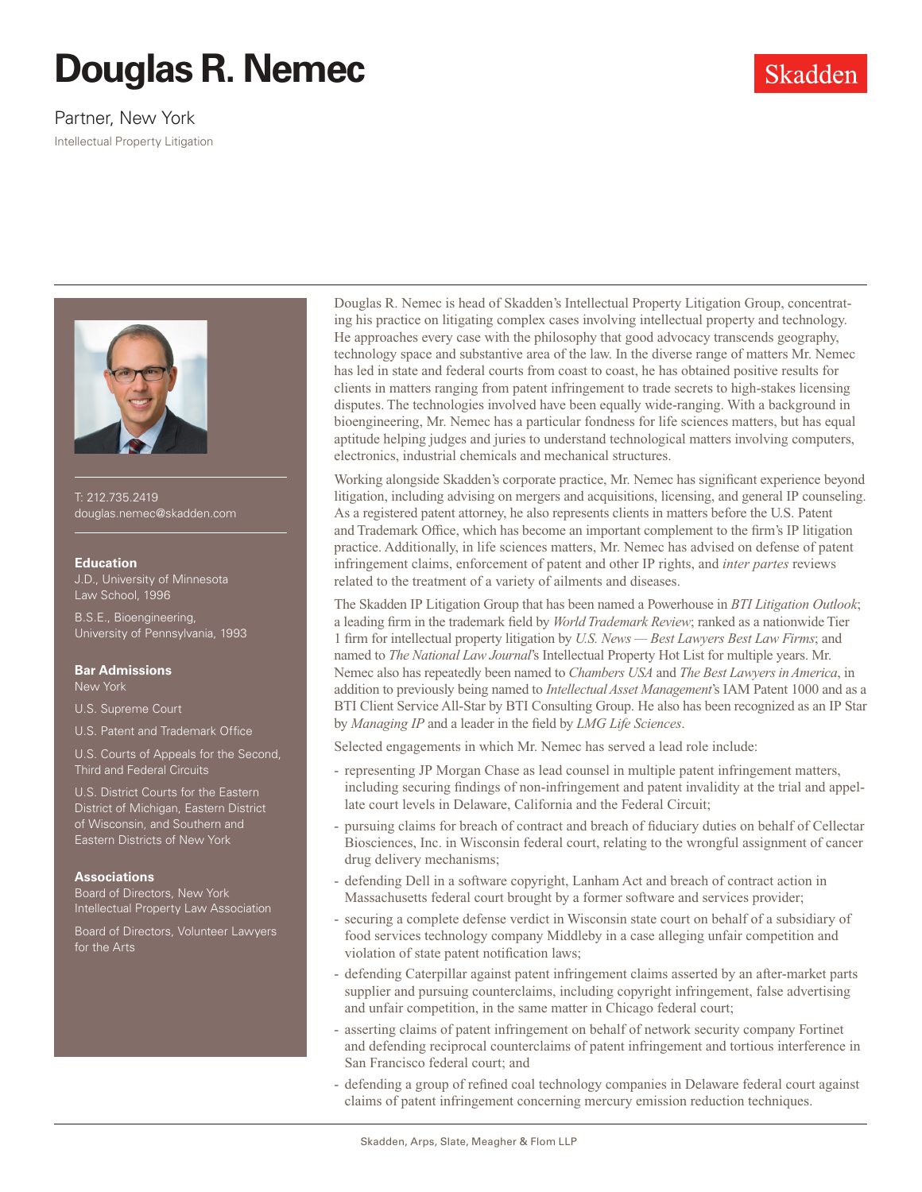# Douglas R. Nemec

Partner, New York

Intellectual Property Litigation

Skadden

T: 212.735.2419
douglas.nemec@skadden.com

### Education

J.D., University of Minnesota Law School, 1996

B.S.E., Bioengineering, University of Pennsylvania, 1993

### Bar Admissions

New York

U.S. Supreme Court

U.S. Patent and Trademark Office

U.S. Courts of Appeals for the Second, Third and Federal Circuits

U.S. District Courts for the Eastern District of Michigan, Eastern District of Wisconsin, and Southern and Eastern Districts of New York

### Associations

Board of Directors, New York Intellectual Property Law Association

Board of Directors, Volunteer Lawyers for the Arts

Douglas R. Nemec is head of Skadden's Intellectual Property Litigation Group, concentrating his practice on litigating complex cases involving intellectual property and technology. He approaches every case with the philosophy that good advocacy transcends geography, technology space and substantive area of the law. In the diverse range of matters Mr. Nemec has led in state and federal courts from coast to coast, he has obtained positive results for clients in matters ranging from patent infringement to trade secrets to high-stakes licensing disputes. The technologies involved have been equally wide-ranging. With a background in bioengineering, Mr. Nemec has a particular fondness for life sciences matters, but has equal aptitude helping judges and juries to understand technological matters involving computers, electronics, industrial chemicals and mechanical structures.

Working alongside Skadden's corporate practice, Mr. Nemec has significant experience beyond litigation, including advising on mergers and acquisitions, licensing, and general IP counseling. As a registered patent attorney, he also represents clients in matters before the U.S. Patent and Trademark Office, which has become an important complement to the firm's IP litigation practice. Additionally, in life sciences matters, Mr. Nemec has advised on defense of patent infringement claims, enforcement of patent and other IP rights, and *inter partes* reviews related to the treatment of a variety of ailments and diseases.

The Skadden IP Litigation Group that has been named a Powerhouse in *BTI Litigation Outlook*; a leading firm in the trademark field by *World Trademark Review*; ranked as a nationwide Tier 1 firm for intellectual property litigation by *U.S. News — Best Lawyers Best Law Firms*; and named to *The National Law Journal*'s Intellectual Property Hot List for multiple years. Mr. Nemec also has repeatedly been named to *Chambers USA* and *The Best Lawyers in America*, in addition to previously being named to *Intellectual Asset Management*'s IAM Patent 1000 and as a BTI Client Service All-Star by BTI Consulting Group. He also has been recognized as an IP Star by *Managing IP* and a leader in the field by *LMG Life Sciences*.

Selected engagements in which Mr. Nemec has served a lead role include:

- representing JP Morgan Chase as lead counsel in multiple patent infringement matters, including securing findings of non-infringement and patent invalidity at the trial and appellate court levels in Delaware, California and the Federal Circuit;
- pursuing claims for breach of contract and breach of fiduciary duties on behalf of Cellectar Biosciences, Inc. in Wisconsin federal court, relating to the wrongful assignment of cancer drug delivery mechanisms;
- defending Dell in a software copyright, Lanham Act and breach of contract action in Massachusetts federal court brought by a former software and services provider;
- securing a complete defense verdict in Wisconsin state court on behalf of a subsidiary of food services technology company Middleby in a case alleging unfair competition and violation of state patent notification laws;
- defending Caterpillar against patent infringement claims asserted by an after-market parts supplier and pursuing counterclaims, including copyright infringement, false advertising and unfair competition, in the same matter in Chicago federal court;
- asserting claims of patent infringement on behalf of network security company Fortinet and defending reciprocal counterclaims of patent infringement and tortious interference in San Francisco federal court; and
- defending a group of refined coal technology companies in Delaware federal court against claims of patent infringement concerning mercury emission reduction techniques.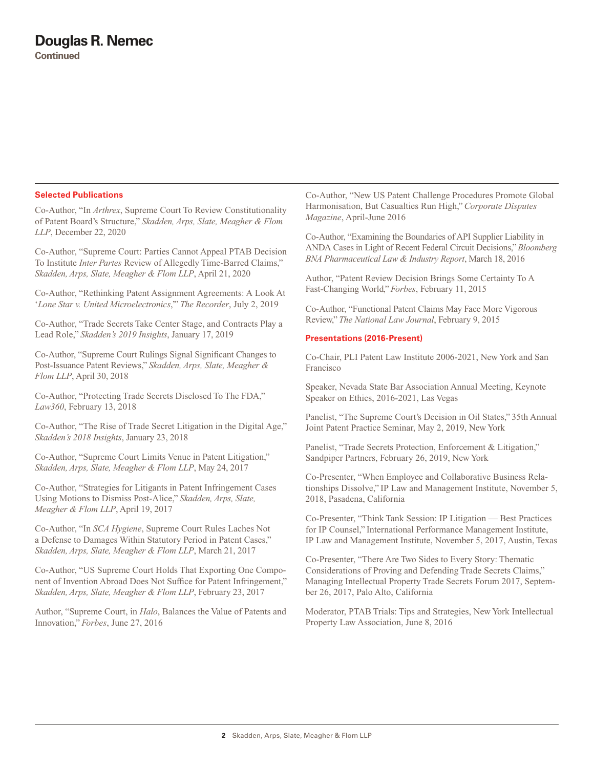# Douglas R. Nemec

**Continued**

## Selected Publications

Co-Author, "In *Arthrex*, Supreme Court To Review Constitutionality of Patent Board's Structure," *Skadden, Arps, Slate, Meagher & Flom LLP*, December 22, 2020

Co-Author, "Supreme Court: Parties Cannot Appeal PTAB Decision To Institute *Inter Partes* Review of Allegedly Time-Barred Claims," *Skadden, Arps, Slate, Meagher & Flom LLP*, April 21, 2020

Co-Author, "Rethinking Patent Assignment Agreements: A Look At '*Lone Star v. United Microelectronics*,'" *The Recorder*, July 2, 2019

Co-Author, "Trade Secrets Take Center Stage, and Contracts Play a Lead Role," *Skadden's 2019 Insights*, January 17, 2019

Co-Author, "Supreme Court Rulings Signal Significant Changes to Post-Issuance Patent Reviews," *Skadden, Arps, Slate, Meagher & Flom LLP*, April 30, 2018

Co-Author, "Protecting Trade Secrets Disclosed To The FDA," *Law360*, February 13, 2018

Co-Author, "The Rise of Trade Secret Litigation in the Digital Age," *Skadden's 2018 Insights*, January 23, 2018

Co-Author, "Supreme Court Limits Venue in Patent Litigation," *Skadden, Arps, Slate, Meagher & Flom LLP*, May 24, 2017

Co-Author, "Strategies for Litigants in Patent Infringement Cases Using Motions to Dismiss Post-Alice," *Skadden, Arps, Slate, Meagher & Flom LLP*, April 19, 2017

Co-Author, "In *SCA Hygiene*, Supreme Court Rules Laches Not a Defense to Damages Within Statutory Period in Patent Cases," *Skadden, Arps, Slate, Meagher & Flom LLP*, March 21, 2017

Co-Author, "US Supreme Court Holds That Exporting One Component of Invention Abroad Does Not Suffice for Patent Infringement," *Skadden, Arps, Slate, Meagher & Flom LLP*, February 23, 2017

Author, "Supreme Court, in *Halo*, Balances the Value of Patents and Innovation," *Forbes*, June 27, 2016

Co-Author, "New US Patent Challenge Procedures Promote Global Harmonisation, But Casualties Run High," *Corporate Disputes Magazine*, April-June 2016

Co-Author, "Examining the Boundaries of API Supplier Liability in ANDA Cases in Light of Recent Federal Circuit Decisions," *Bloomberg BNA Pharmaceutical Law & Industry Report*, March 18, 2016

Author, "Patent Review Decision Brings Some Certainty To A Fast-Changing World," *Forbes*, February 11, 2015

Co-Author, "Functional Patent Claims May Face More Vigorous Review," *The National Law Journal*, February 9, 2015

## Presentations (2016-Present)

Co-Chair, PLI Patent Law Institute 2006-2021, New York and San Francisco

Speaker, Nevada State Bar Association Annual Meeting, Keynote Speaker on Ethics, 2016-2021, Las Vegas

Panelist, "The Supreme Court's Decision in Oil States," 35th Annual Joint Patent Practice Seminar, May 2, 2019, New York

Panelist, "Trade Secrets Protection, Enforcement & Litigation," Sandpiper Partners, February 26, 2019, New York

Co-Presenter, "When Employee and Collaborative Business Relationships Dissolve," IP Law and Management Institute, November 5, 2018, Pasadena, California

Co-Presenter, "Think Tank Session: IP Litigation — Best Practices for IP Counsel," International Performance Management Institute, IP Law and Management Institute, November 5, 2017, Austin, Texas

Co-Presenter, "There Are Two Sides to Every Story: Thematic Considerations of Proving and Defending Trade Secrets Claims," Managing Intellectual Property Trade Secrets Forum 2017, September 26, 2017, Palo Alto, California

Moderator, PTAB Trials: Tips and Strategies, New York Intellectual Property Law Association, June 8, 2016